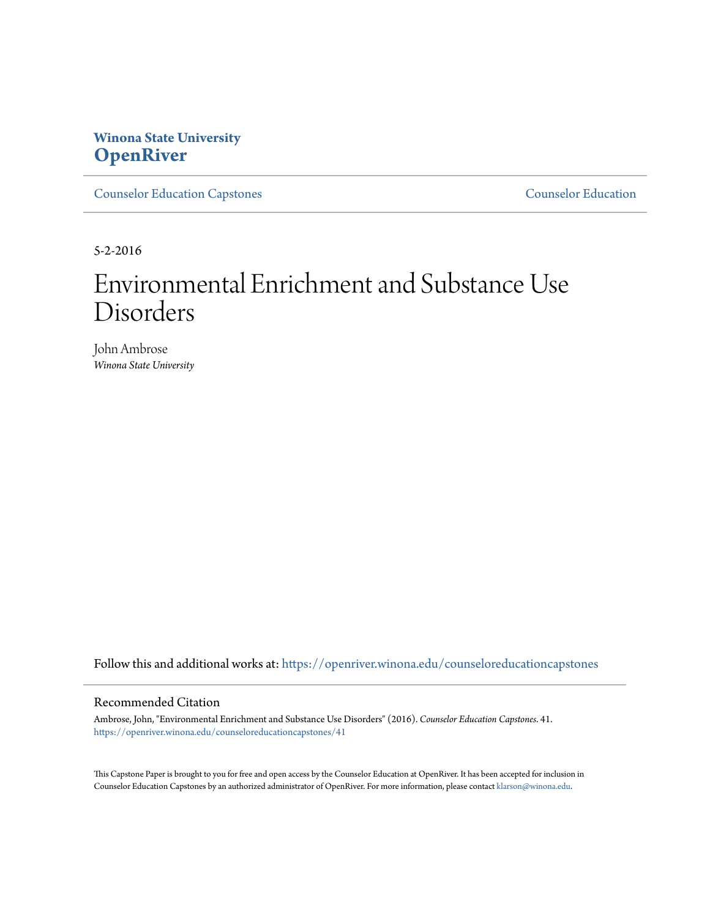# Winona State University
# OpenRiver

Counselor Education Capstones | Counselor Education

5-2-2016

# Environmental Enrichment and Substance Use Disorders

John Ambrose
*Winona State University*

Follow this and additional works at: https://openriver.winona.edu/counseloreducationcapstones

## Recommended Citation

Ambrose, John, "Environmental Enrichment and Substance Use Disorders" (2016). *Counselor Education Capstones*. 41.
https://openriver.winona.edu/counseloreducationcapstones/41

This Capstone Paper is brought to you for free and open access by the Counselor Education at OpenRiver. It has been accepted for inclusion in Counselor Education Capstones by an authorized administrator of OpenRiver. For more information, please contact klarson@winona.edu.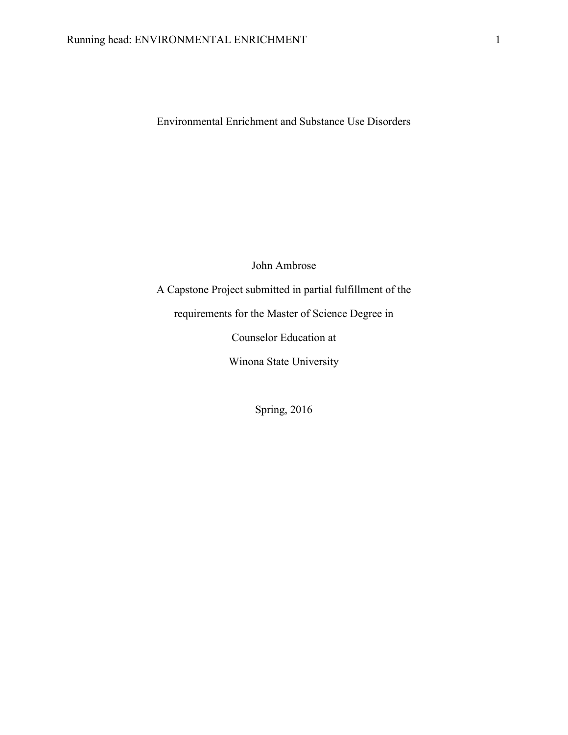# Environmental Enrichment and Substance Use Disorders

John Ambrose

A Capstone Project submitted in partial fulfillment of the

requirements for the Master of Science Degree in

Counselor Education at

Winona State University

Spring, 2016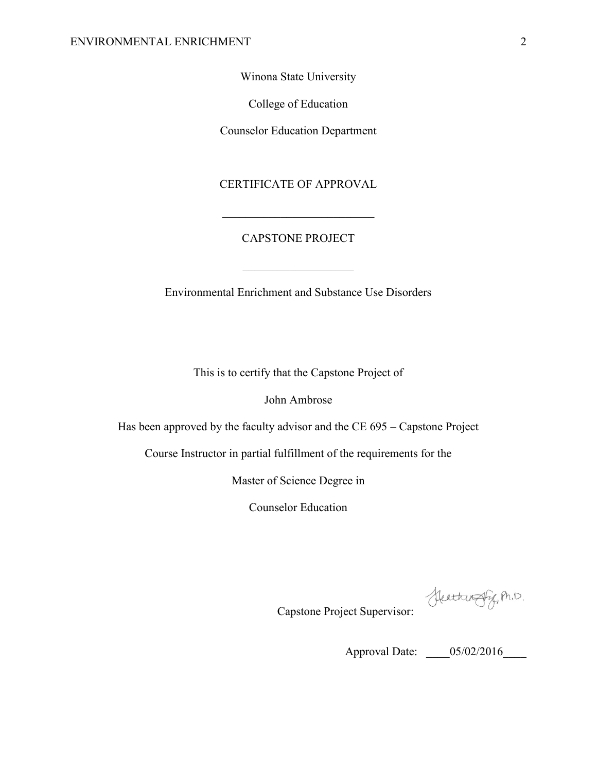Winona State University

College of Education

Counselor Education Department

CERTIFICATE OF APPROVAL

___________________________

CAPSTONE PROJECT

___________________

Environmental Enrichment and Substance Use Disorders

This is to certify that the Capstone Project of

John Ambrose

Has been approved by the faculty advisor and the CE 695 – Capstone Project

Course Instructor in partial fulfillment of the requirements for the

Master of Science Degree in

Counselor Education

Capstone Project Supervisor: Heather Fitz, Ph.D.

Approval Date: ____05/02/2016____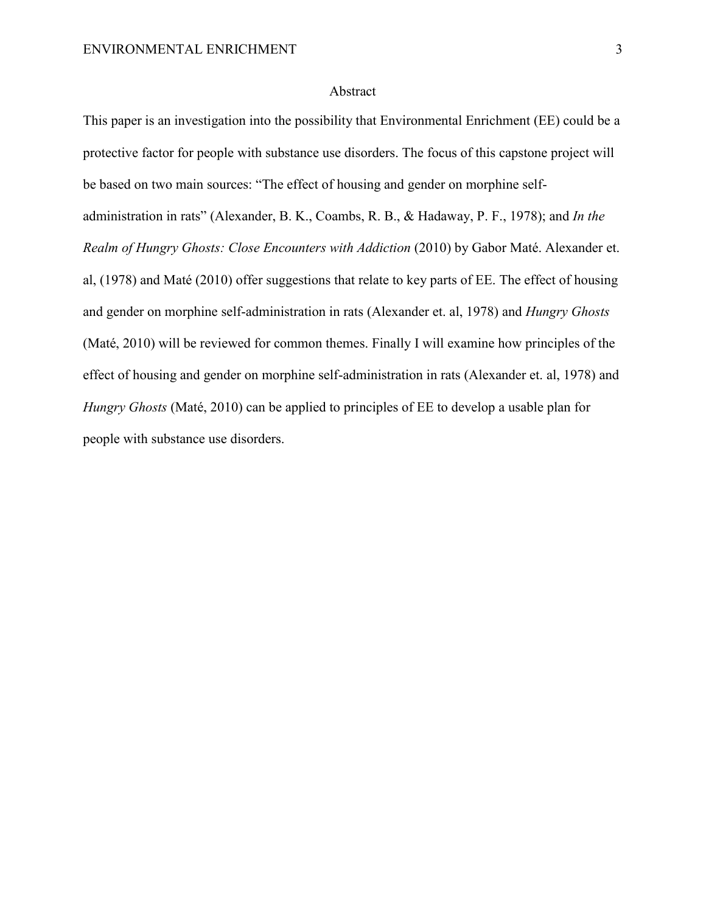# Abstract

This paper is an investigation into the possibility that Environmental Enrichment (EE) could be a protective factor for people with substance use disorders. The focus of this capstone project will be based on two main sources: "The effect of housing and gender on morphine self-administration in rats" (Alexander, B. K., Coambs, R. B., & Hadaway, P. F., 1978); and *In the Realm of Hungry Ghosts: Close Encounters with Addiction* (2010) by Gabor Maté. Alexander et. al, (1978) and Maté (2010) offer suggestions that relate to key parts of EE. The effect of housing and gender on morphine self-administration in rats (Alexander et. al, 1978) and *Hungry Ghosts* (Maté, 2010) will be reviewed for common themes. Finally I will examine how principles of the effect of housing and gender on morphine self-administration in rats (Alexander et. al, 1978) and *Hungry Ghosts* (Maté, 2010) can be applied to principles of EE to develop a usable plan for people with substance use disorders.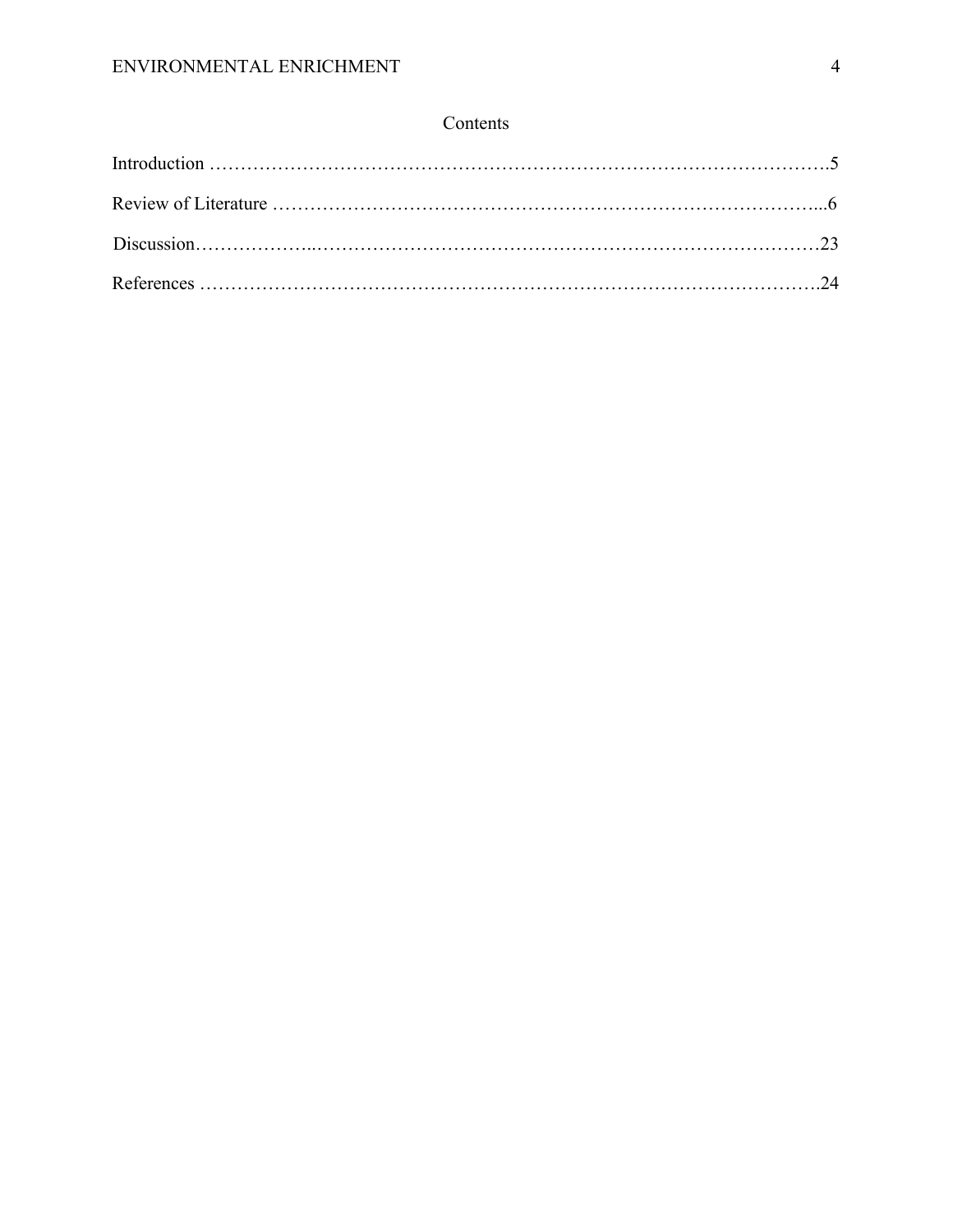# Contents

Introduction ……………………………………………………………………………………….5

Review of Literature ……………………………………………………………………………...6

Discussion………………..………………………………………………………………………23

References ……………………………………………………………………………………….24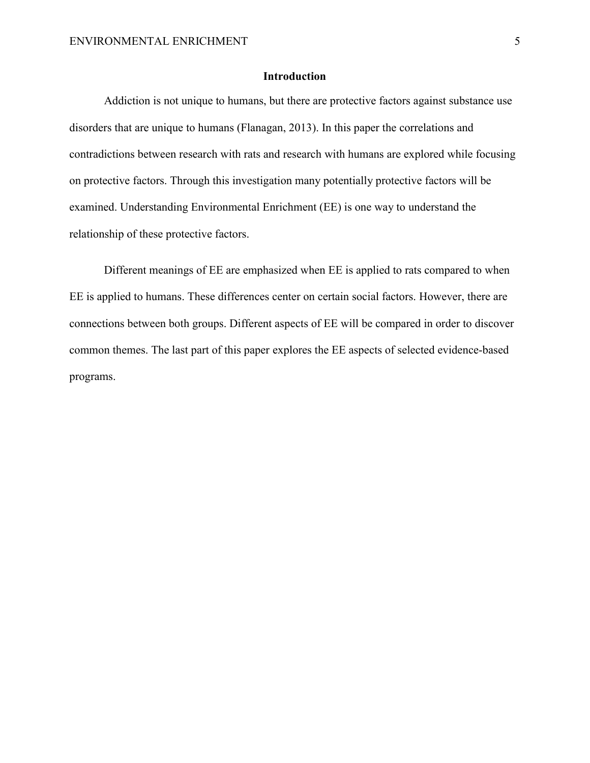## Introduction

Addiction is not unique to humans, but there are protective factors against substance use disorders that are unique to humans (Flanagan, 2013). In this paper the correlations and contradictions between research with rats and research with humans are explored while focusing on protective factors. Through this investigation many potentially protective factors will be examined. Understanding Environmental Enrichment (EE) is one way to understand the relationship of these protective factors.

Different meanings of EE are emphasized when EE is applied to rats compared to when EE is applied to humans. These differences center on certain social factors. However, there are connections between both groups. Different aspects of EE will be compared in order to discover common themes. The last part of this paper explores the EE aspects of selected evidence-based programs.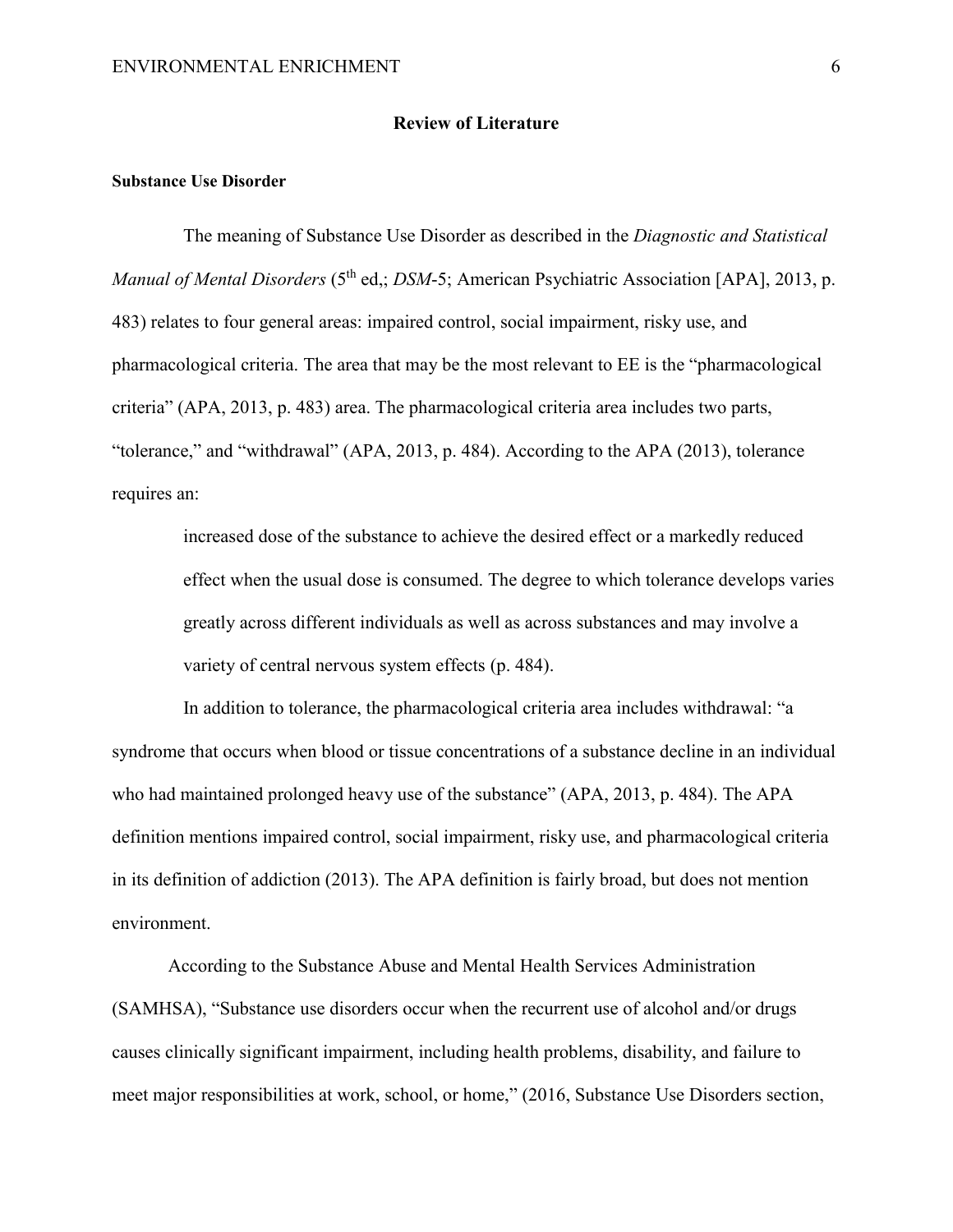## Review of Literature

### Substance Use Disorder

The meaning of Substance Use Disorder as described in the *Diagnostic and Statistical Manual of Mental Disorders* (5th ed,; *DSM*-5; American Psychiatric Association [APA], 2013, p. 483) relates to four general areas: impaired control, social impairment, risky use, and pharmacological criteria. The area that may be the most relevant to EE is the "pharmacological criteria" (APA, 2013, p. 483) area. The pharmacological criteria area includes two parts, "tolerance," and "withdrawal" (APA, 2013, p. 484). According to the APA (2013), tolerance requires an:

> increased dose of the substance to achieve the desired effect or a markedly reduced effect when the usual dose is consumed. The degree to which tolerance develops varies greatly across different individuals as well as across substances and may involve a variety of central nervous system effects (p. 484).

In addition to tolerance, the pharmacological criteria area includes withdrawal: "a syndrome that occurs when blood or tissue concentrations of a substance decline in an individual who had maintained prolonged heavy use of the substance" (APA, 2013, p. 484). The APA definition mentions impaired control, social impairment, risky use, and pharmacological criteria in its definition of addiction (2013). The APA definition is fairly broad, but does not mention environment.

According to the Substance Abuse and Mental Health Services Administration (SAMHSA), "Substance use disorders occur when the recurrent use of alcohol and/or drugs causes clinically significant impairment, including health problems, disability, and failure to meet major responsibilities at work, school, or home," (2016, Substance Use Disorders section,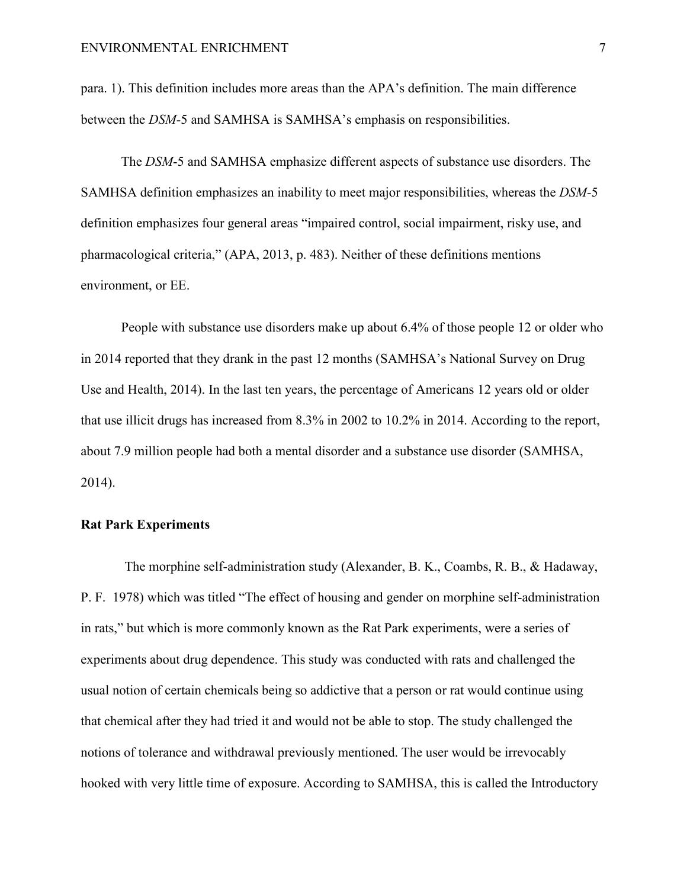para. 1). This definition includes more areas than the APA's definition. The main difference between the *DSM*-5 and SAMHSA is SAMHSA's emphasis on responsibilities.

The *DSM*-5 and SAMHSA emphasize different aspects of substance use disorders. The SAMHSA definition emphasizes an inability to meet major responsibilities, whereas the *DSM*-5 definition emphasizes four general areas "impaired control, social impairment, risky use, and pharmacological criteria," (APA, 2013, p. 483). Neither of these definitions mentions environment, or EE.

People with substance use disorders make up about 6.4% of those people 12 or older who in 2014 reported that they drank in the past 12 months (SAMHSA's National Survey on Drug Use and Health, 2014). In the last ten years, the percentage of Americans 12 years old or older that use illicit drugs has increased from 8.3% in 2002 to 10.2% in 2014. According to the report, about 7.9 million people had both a mental disorder and a substance use disorder (SAMHSA, 2014).

**Rat Park Experiments**

The morphine self-administration study (Alexander, B. K., Coambs, R. B., & Hadaway, P. F. 1978) which was titled "The effect of housing and gender on morphine self-administration in rats," but which is more commonly known as the Rat Park experiments, were a series of experiments about drug dependence. This study was conducted with rats and challenged the usual notion of certain chemicals being so addictive that a person or rat would continue using that chemical after they had tried it and would not be able to stop. The study challenged the notions of tolerance and withdrawal previously mentioned. The user would be irrevocably hooked with very little time of exposure. According to SAMHSA, this is called the Introductory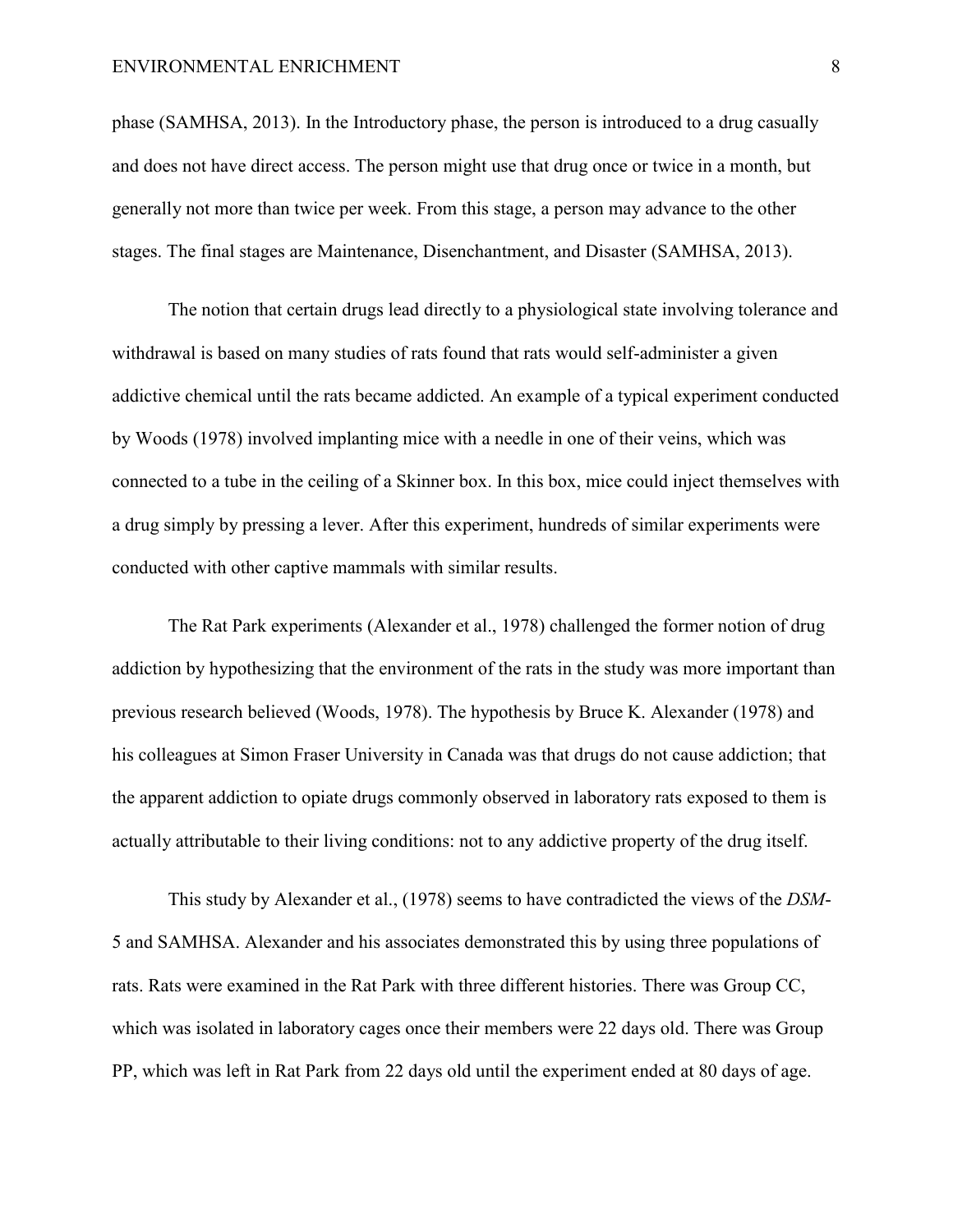phase (SAMHSA, 2013). In the Introductory phase, the person is introduced to a drug casually and does not have direct access. The person might use that drug once or twice in a month, but generally not more than twice per week. From this stage, a person may advance to the other stages. The final stages are Maintenance, Disenchantment, and Disaster (SAMHSA, 2013).

The notion that certain drugs lead directly to a physiological state involving tolerance and withdrawal is based on many studies of rats found that rats would self-administer a given addictive chemical until the rats became addicted. An example of a typical experiment conducted by Woods (1978) involved implanting mice with a needle in one of their veins, which was connected to a tube in the ceiling of a Skinner box. In this box, mice could inject themselves with a drug simply by pressing a lever. After this experiment, hundreds of similar experiments were conducted with other captive mammals with similar results.

The Rat Park experiments (Alexander et al., 1978) challenged the former notion of drug addiction by hypothesizing that the environment of the rats in the study was more important than previous research believed (Woods, 1978). The hypothesis by Bruce K. Alexander (1978) and his colleagues at Simon Fraser University in Canada was that drugs do not cause addiction; that the apparent addiction to opiate drugs commonly observed in laboratory rats exposed to them is actually attributable to their living conditions: not to any addictive property of the drug itself.

This study by Alexander et al., (1978) seems to have contradicted the views of the *DSM-5* and SAMHSA. Alexander and his associates demonstrated this by using three populations of rats. Rats were examined in the Rat Park with three different histories. There was Group CC, which was isolated in laboratory cages once their members were 22 days old. There was Group PP, which was left in Rat Park from 22 days old until the experiment ended at 80 days of age.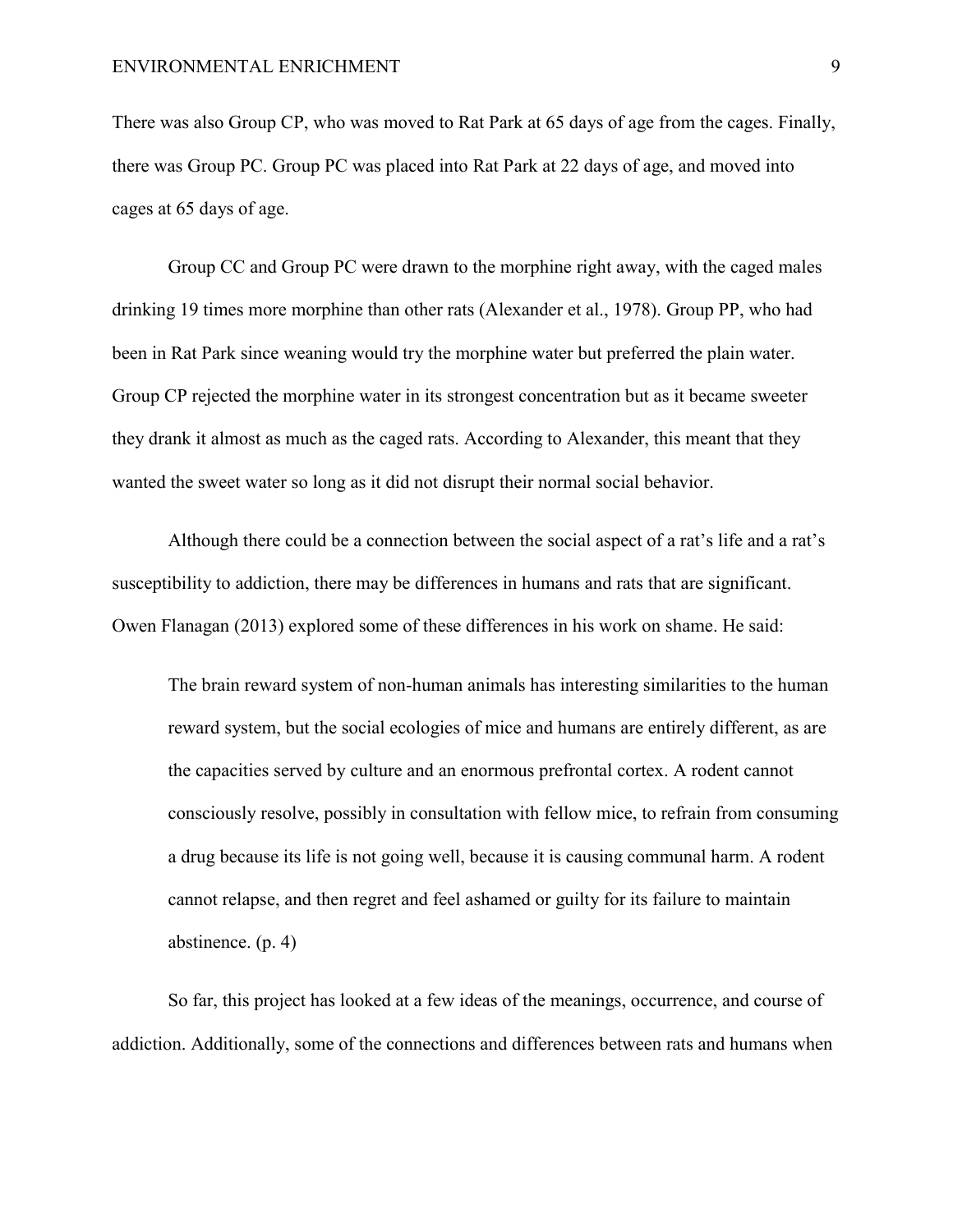There was also Group CP, who was moved to Rat Park at 65 days of age from the cages. Finally, there was Group PC. Group PC was placed into Rat Park at 22 days of age, and moved into cages at 65 days of age.

Group CC and Group PC were drawn to the morphine right away, with the caged males drinking 19 times more morphine than other rats (Alexander et al., 1978). Group PP, who had been in Rat Park since weaning would try the morphine water but preferred the plain water. Group CP rejected the morphine water in its strongest concentration but as it became sweeter they drank it almost as much as the caged rats. According to Alexander, this meant that they wanted the sweet water so long as it did not disrupt their normal social behavior.

Although there could be a connection between the social aspect of a rat's life and a rat's susceptibility to addiction, there may be differences in humans and rats that are significant. Owen Flanagan (2013) explored some of these differences in his work on shame. He said:

> The brain reward system of non-human animals has interesting similarities to the human reward system, but the social ecologies of mice and humans are entirely different, as are the capacities served by culture and an enormous prefrontal cortex. A rodent cannot consciously resolve, possibly in consultation with fellow mice, to refrain from consuming a drug because its life is not going well, because it is causing communal harm. A rodent cannot relapse, and then regret and feel ashamed or guilty for its failure to maintain abstinence. (p. 4)

So far, this project has looked at a few ideas of the meanings, occurrence, and course of addiction. Additionally, some of the connections and differences between rats and humans when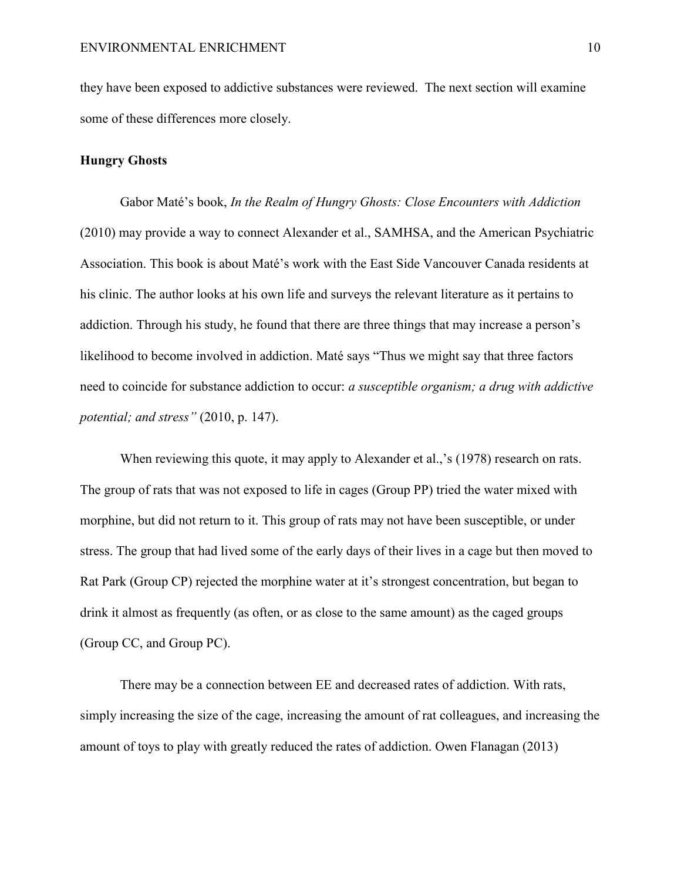they have been exposed to addictive substances were reviewed. The next section will examine some of these differences more closely.

**Hungry Ghosts**

Gabor Maté's book, *In the Realm of Hungry Ghosts: Close Encounters with Addiction* (2010) may provide a way to connect Alexander et al., SAMHSA, and the American Psychiatric Association. This book is about Maté's work with the East Side Vancouver Canada residents at his clinic. The author looks at his own life and surveys the relevant literature as it pertains to addiction. Through his study, he found that there are three things that may increase a person's likelihood to become involved in addiction. Maté says "Thus we might say that three factors need to coincide for substance addiction to occur: *a susceptible organism; a drug with addictive potential; and stress"* (2010, p. 147).

When reviewing this quote, it may apply to Alexander et al.,'s (1978) research on rats. The group of rats that was not exposed to life in cages (Group PP) tried the water mixed with morphine, but did not return to it. This group of rats may not have been susceptible, or under stress. The group that had lived some of the early days of their lives in a cage but then moved to Rat Park (Group CP) rejected the morphine water at it's strongest concentration, but began to drink it almost as frequently (as often, or as close to the same amount) as the caged groups (Group CC, and Group PC).

There may be a connection between EE and decreased rates of addiction. With rats, simply increasing the size of the cage, increasing the amount of rat colleagues, and increasing the amount of toys to play with greatly reduced the rates of addiction. Owen Flanagan (2013)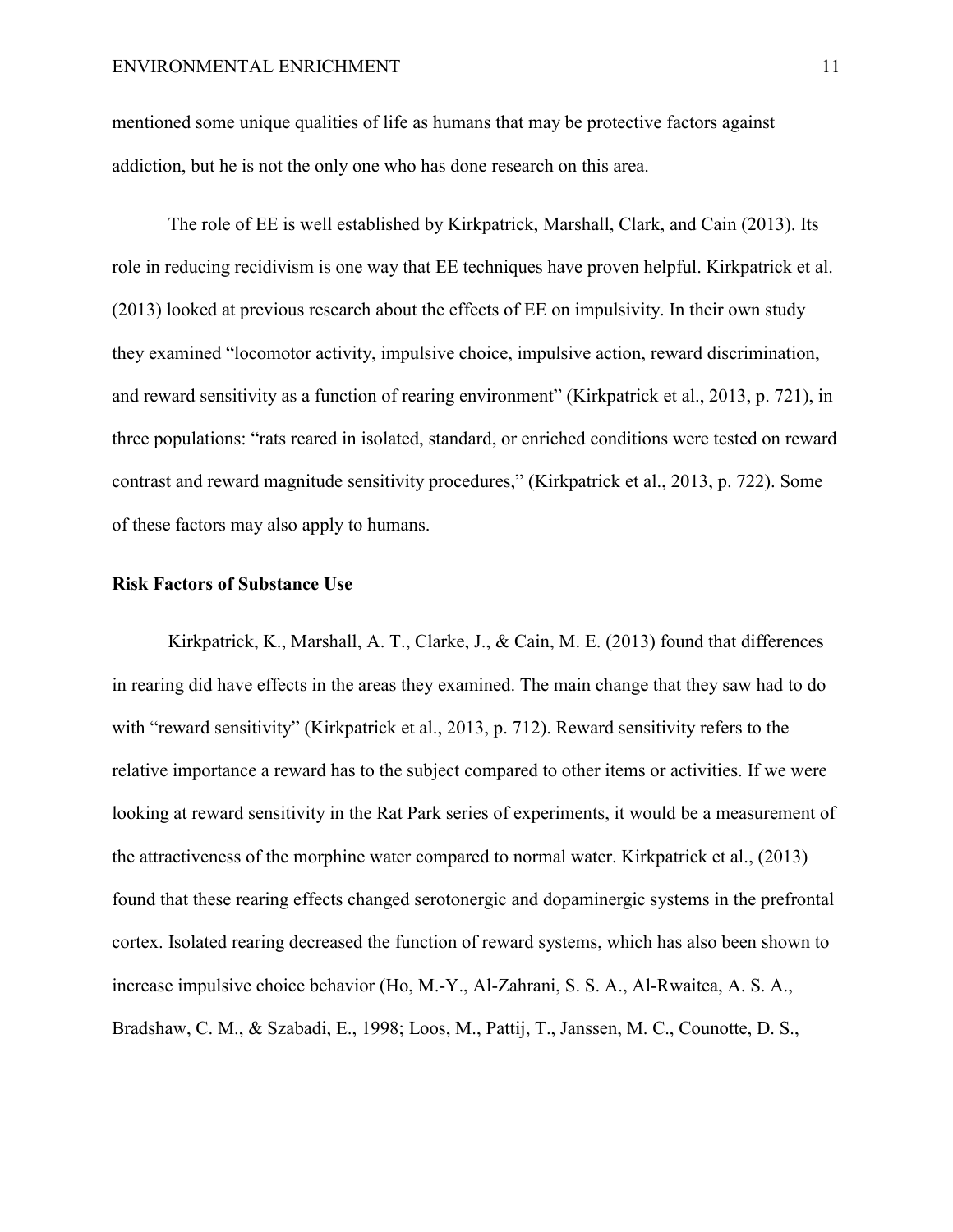mentioned some unique qualities of life as humans that may be protective factors against addiction, but he is not the only one who has done research on this area.

The role of EE is well established by Kirkpatrick, Marshall, Clark, and Cain (2013). Its role in reducing recidivism is one way that EE techniques have proven helpful. Kirkpatrick et al. (2013) looked at previous research about the effects of EE on impulsivity. In their own study they examined "locomotor activity, impulsive choice, impulsive action, reward discrimination, and reward sensitivity as a function of rearing environment" (Kirkpatrick et al., 2013, p. 721), in three populations: "rats reared in isolated, standard, or enriched conditions were tested on reward contrast and reward magnitude sensitivity procedures," (Kirkpatrick et al., 2013, p. 722). Some of these factors may also apply to humans.

**Risk Factors of Substance Use**

Kirkpatrick, K., Marshall, A. T., Clarke, J., & Cain, M. E. (2013) found that differences in rearing did have effects in the areas they examined. The main change that they saw had to do with "reward sensitivity" (Kirkpatrick et al., 2013, p. 712). Reward sensitivity refers to the relative importance a reward has to the subject compared to other items or activities. If we were looking at reward sensitivity in the Rat Park series of experiments, it would be a measurement of the attractiveness of the morphine water compared to normal water. Kirkpatrick et al., (2013) found that these rearing effects changed serotonergic and dopaminergic systems in the prefrontal cortex. Isolated rearing decreased the function of reward systems, which has also been shown to increase impulsive choice behavior (Ho, M.-Y., Al-Zahrani, S. S. A., Al-Rwaitea, A. S. A., Bradshaw, C. M., & Szabadi, E., 1998; Loos, M., Pattij, T., Janssen, M. C., Counotte, D. S.,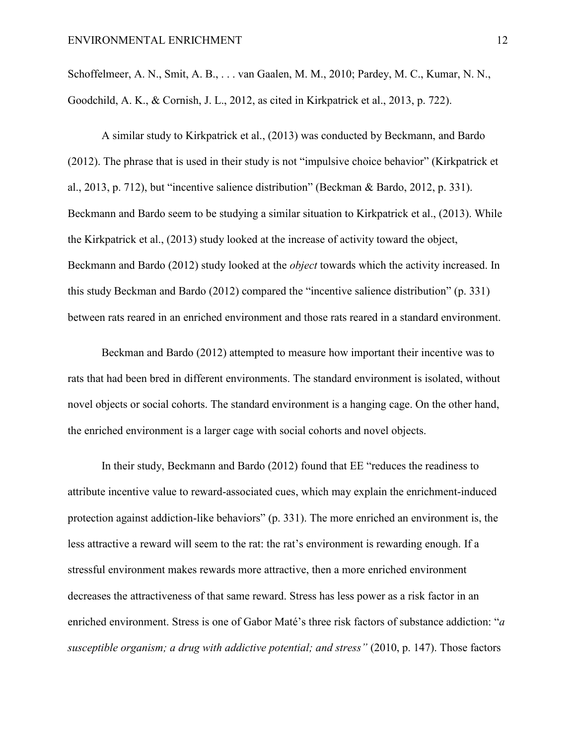Schoffelmeer, A. N., Smit, A. B., . . . van Gaalen, M. M., 2010; Pardey, M. C., Kumar, N. N., Goodchild, A. K., & Cornish, J. L., 2012, as cited in Kirkpatrick et al., 2013, p. 722).

A similar study to Kirkpatrick et al., (2013) was conducted by Beckmann, and Bardo (2012). The phrase that is used in their study is not "impulsive choice behavior" (Kirkpatrick et al., 2013, p. 712), but "incentive salience distribution" (Beckman & Bardo, 2012, p. 331). Beckmann and Bardo seem to be studying a similar situation to Kirkpatrick et al., (2013). While the Kirkpatrick et al., (2013) study looked at the increase of activity toward the object, Beckmann and Bardo (2012) study looked at the *object* towards which the activity increased. In this study Beckman and Bardo (2012) compared the "incentive salience distribution" (p. 331) between rats reared in an enriched environment and those rats reared in a standard environment.

Beckman and Bardo (2012) attempted to measure how important their incentive was to rats that had been bred in different environments. The standard environment is isolated, without novel objects or social cohorts. The standard environment is a hanging cage. On the other hand, the enriched environment is a larger cage with social cohorts and novel objects.

In their study, Beckmann and Bardo (2012) found that EE "reduces the readiness to attribute incentive value to reward-associated cues, which may explain the enrichment-induced protection against addiction-like behaviors" (p. 331). The more enriched an environment is, the less attractive a reward will seem to the rat: the rat's environment is rewarding enough. If a stressful environment makes rewards more attractive, then a more enriched environment decreases the attractiveness of that same reward. Stress has less power as a risk factor in an enriched environment. Stress is one of Gabor Maté's three risk factors of substance addiction: "*a susceptible organism; a drug with addictive potential; and stress"* (2010, p. 147). Those factors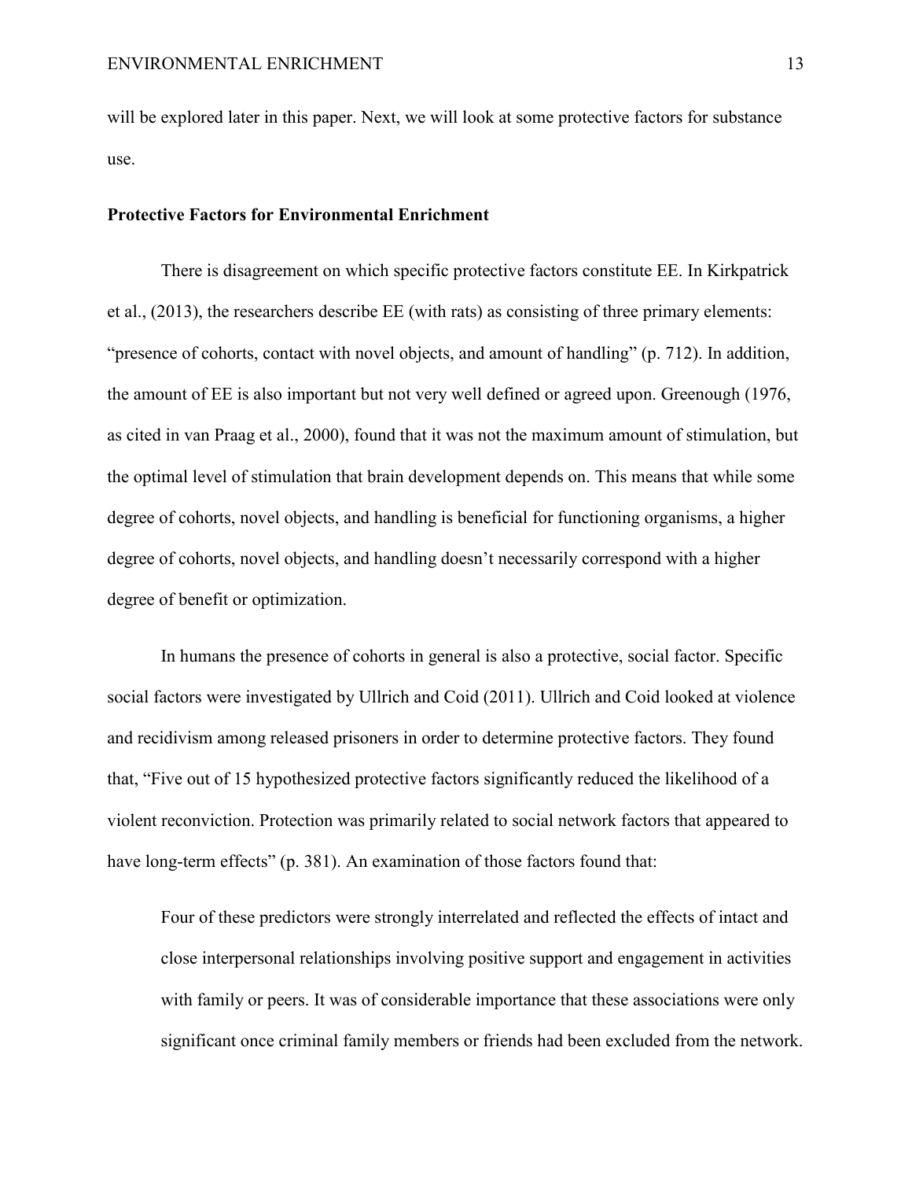will be explored later in this paper. Next, we will look at some protective factors for substance use.

### Protective Factors for Environmental Enrichment

There is disagreement on which specific protective factors constitute EE. In Kirkpatrick et al., (2013), the researchers describe EE (with rats) as consisting of three primary elements: "presence of cohorts, contact with novel objects, and amount of handling" (p. 712). In addition, the amount of EE is also important but not very well defined or agreed upon. Greenough (1976, as cited in van Praag et al., 2000), found that it was not the maximum amount of stimulation, but the optimal level of stimulation that brain development depends on. This means that while some degree of cohorts, novel objects, and handling is beneficial for functioning organisms, a higher degree of cohorts, novel objects, and handling doesn't necessarily correspond with a higher degree of benefit or optimization.

In humans the presence of cohorts in general is also a protective, social factor. Specific social factors were investigated by Ullrich and Coid (2011). Ullrich and Coid looked at violence and recidivism among released prisoners in order to determine protective factors. They found that, "Five out of 15 hypothesized protective factors significantly reduced the likelihood of a violent reconviction. Protection was primarily related to social network factors that appeared to have long-term effects" (p. 381). An examination of those factors found that:

> Four of these predictors were strongly interrelated and reflected the effects of intact and close interpersonal relationships involving positive support and engagement in activities with family or peers. It was of considerable importance that these associations were only significant once criminal family members or friends had been excluded from the network.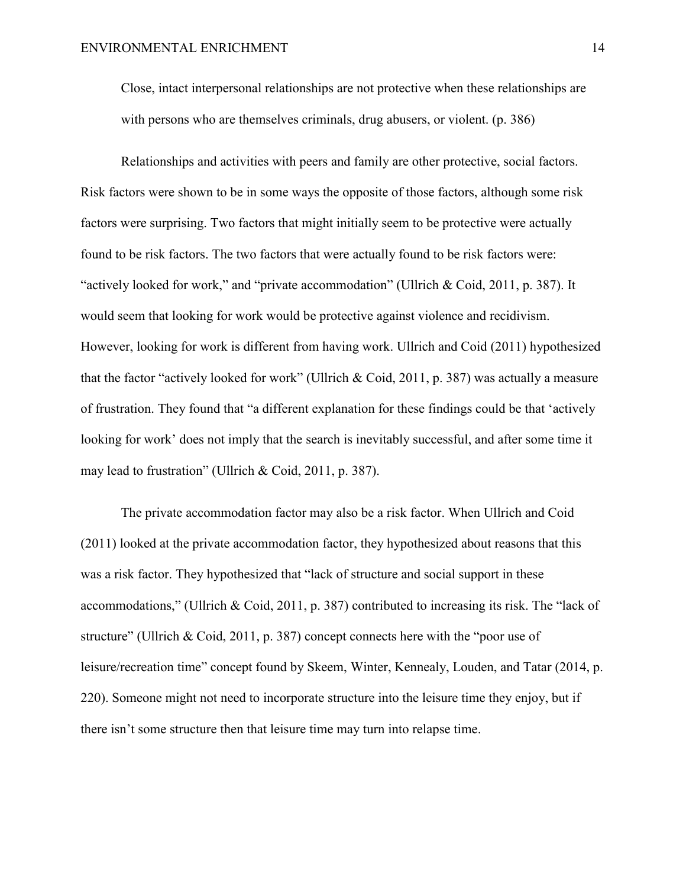> Close, intact interpersonal relationships are not protective when these relationships are with persons who are themselves criminals, drug abusers, or violent. (p. 386)

Relationships and activities with peers and family are other protective, social factors. Risk factors were shown to be in some ways the opposite of those factors, although some risk factors were surprising. Two factors that might initially seem to be protective were actually found to be risk factors. The two factors that were actually found to be risk factors were: "actively looked for work," and "private accommodation" (Ullrich & Coid, 2011, p. 387). It would seem that looking for work would be protective against violence and recidivism. However, looking for work is different from having work. Ullrich and Coid (2011) hypothesized that the factor "actively looked for work" (Ullrich & Coid, 2011, p. 387) was actually a measure of frustration. They found that "a different explanation for these findings could be that 'actively looking for work' does not imply that the search is inevitably successful, and after some time it may lead to frustration" (Ullrich & Coid, 2011, p. 387).

The private accommodation factor may also be a risk factor. When Ullrich and Coid (2011) looked at the private accommodation factor, they hypothesized about reasons that this was a risk factor. They hypothesized that "lack of structure and social support in these accommodations," (Ullrich & Coid, 2011, p. 387) contributed to increasing its risk. The "lack of structure" (Ullrich & Coid, 2011, p. 387) concept connects here with the "poor use of leisure/recreation time" concept found by Skeem, Winter, Kennealy, Louden, and Tatar (2014, p. 220). Someone might not need to incorporate structure into the leisure time they enjoy, but if there isn't some structure then that leisure time may turn into relapse time.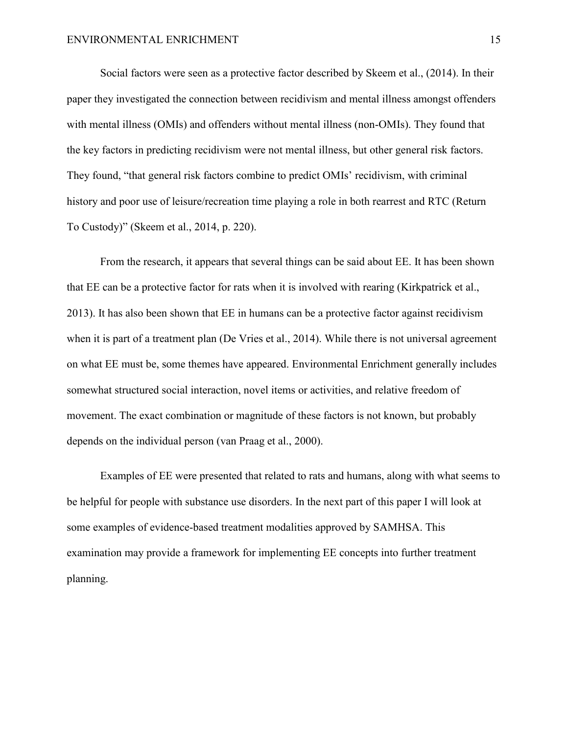Social factors were seen as a protective factor described by Skeem et al., (2014). In their paper they investigated the connection between recidivism and mental illness amongst offenders with mental illness (OMIs) and offenders without mental illness (non-OMIs). They found that the key factors in predicting recidivism were not mental illness, but other general risk factors. They found, "that general risk factors combine to predict OMIs' recidivism, with criminal history and poor use of leisure/recreation time playing a role in both rearrest and RTC (Return To Custody)" (Skeem et al., 2014, p. 220).

From the research, it appears that several things can be said about EE. It has been shown that EE can be a protective factor for rats when it is involved with rearing (Kirkpatrick et al., 2013). It has also been shown that EE in humans can be a protective factor against recidivism when it is part of a treatment plan (De Vries et al., 2014). While there is not universal agreement on what EE must be, some themes have appeared. Environmental Enrichment generally includes somewhat structured social interaction, novel items or activities, and relative freedom of movement. The exact combination or magnitude of these factors is not known, but probably depends on the individual person (van Praag et al., 2000).

Examples of EE were presented that related to rats and humans, along with what seems to be helpful for people with substance use disorders. In the next part of this paper I will look at some examples of evidence-based treatment modalities approved by SAMHSA. This examination may provide a framework for implementing EE concepts into further treatment planning.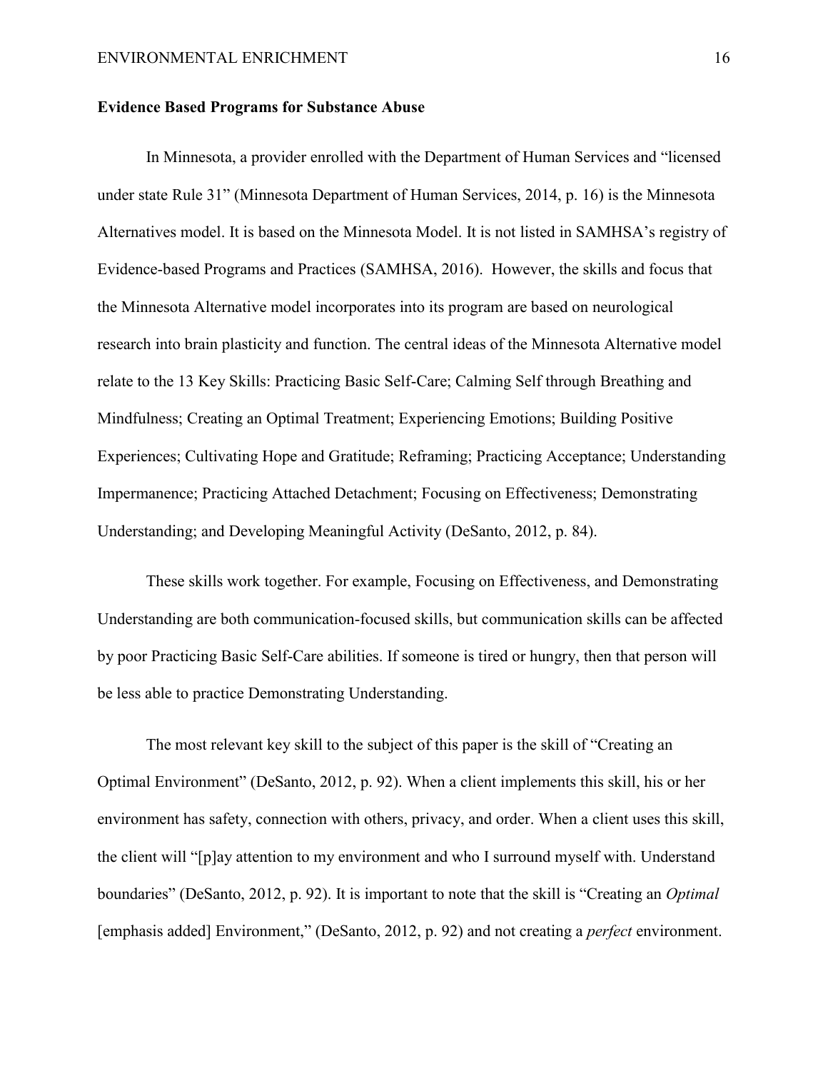**Evidence Based Programs for Substance Abuse**

In Minnesota, a provider enrolled with the Department of Human Services and "licensed under state Rule 31" (Minnesota Department of Human Services, 2014, p. 16) is the Minnesota Alternatives model. It is based on the Minnesota Model. It is not listed in SAMHSA's registry of Evidence-based Programs and Practices (SAMHSA, 2016). However, the skills and focus that the Minnesota Alternative model incorporates into its program are based on neurological research into brain plasticity and function. The central ideas of the Minnesota Alternative model relate to the 13 Key Skills: Practicing Basic Self-Care; Calming Self through Breathing and Mindfulness; Creating an Optimal Treatment; Experiencing Emotions; Building Positive Experiences; Cultivating Hope and Gratitude; Reframing; Practicing Acceptance; Understanding Impermanence; Practicing Attached Detachment; Focusing on Effectiveness; Demonstrating Understanding; and Developing Meaningful Activity (DeSanto, 2012, p. 84).

These skills work together. For example, Focusing on Effectiveness, and Demonstrating Understanding are both communication-focused skills, but communication skills can be affected by poor Practicing Basic Self-Care abilities. If someone is tired or hungry, then that person will be less able to practice Demonstrating Understanding.

The most relevant key skill to the subject of this paper is the skill of "Creating an Optimal Environment" (DeSanto, 2012, p. 92). When a client implements this skill, his or her environment has safety, connection with others, privacy, and order. When a client uses this skill, the client will "[p]ay attention to my environment and who I surround myself with. Understand boundaries" (DeSanto, 2012, p. 92). It is important to note that the skill is "Creating an *Optimal* [emphasis added] Environment," (DeSanto, 2012, p. 92) and not creating a *perfect* environment.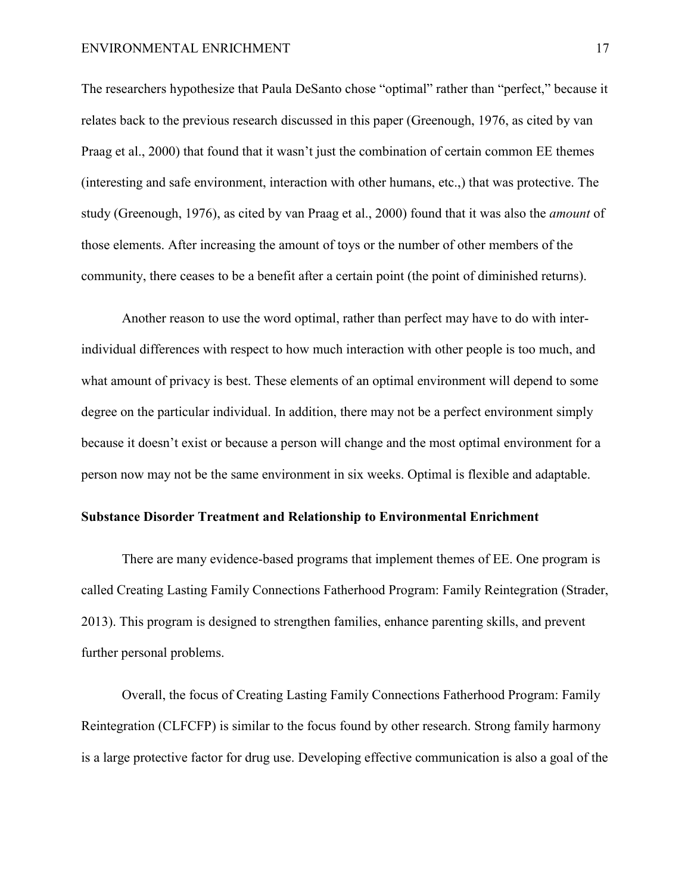The researchers hypothesize that Paula DeSanto chose "optimal" rather than "perfect," because it relates back to the previous research discussed in this paper (Greenough, 1976, as cited by van Praag et al., 2000) that found that it wasn't just the combination of certain common EE themes (interesting and safe environment, interaction with other humans, etc.,) that was protective. The study (Greenough, 1976), as cited by van Praag et al., 2000) found that it was also the *amount* of those elements. After increasing the amount of toys or the number of other members of the community, there ceases to be a benefit after a certain point (the point of diminished returns).

Another reason to use the word optimal, rather than perfect may have to do with inter-individual differences with respect to how much interaction with other people is too much, and what amount of privacy is best. These elements of an optimal environment will depend to some degree on the particular individual. In addition, there may not be a perfect environment simply because it doesn't exist or because a person will change and the most optimal environment for a person now may not be the same environment in six weeks. Optimal is flexible and adaptable.

**Substance Disorder Treatment and Relationship to Environmental Enrichment**

There are many evidence-based programs that implement themes of EE. One program is called Creating Lasting Family Connections Fatherhood Program: Family Reintegration (Strader, 2013). This program is designed to strengthen families, enhance parenting skills, and prevent further personal problems.

Overall, the focus of Creating Lasting Family Connections Fatherhood Program: Family Reintegration (CLFCFP) is similar to the focus found by other research. Strong family harmony is a large protective factor for drug use. Developing effective communication is also a goal of the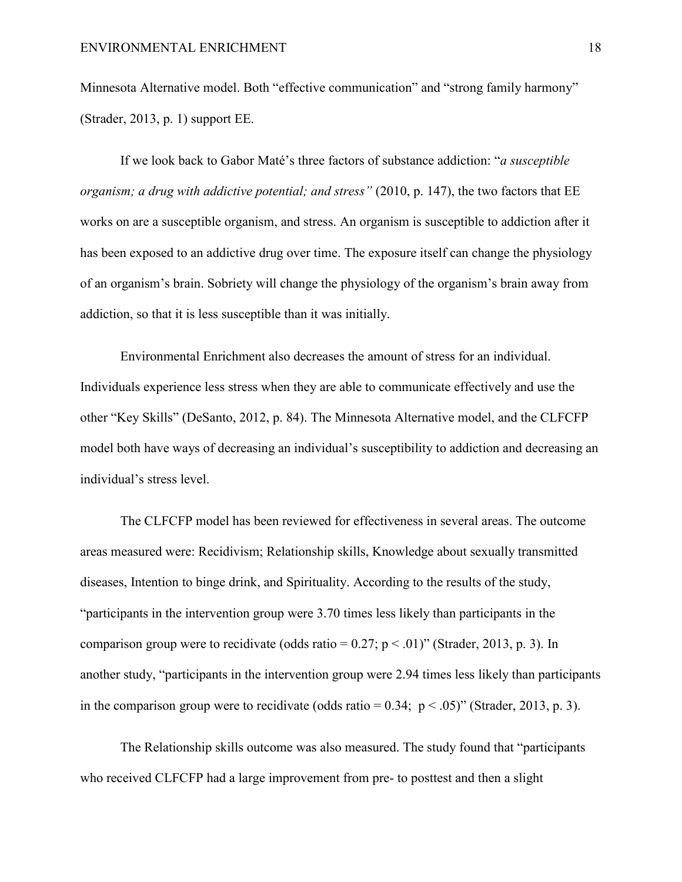Minnesota Alternative model. Both "effective communication" and "strong family harmony" (Strader, 2013, p. 1) support EE.

If we look back to Gabor Maté's three factors of substance addiction: "*a susceptible organism; a drug with addictive potential; and stress"* (2010, p. 147), the two factors that EE works on are a susceptible organism, and stress. An organism is susceptible to addiction after it has been exposed to an addictive drug over time. The exposure itself can change the physiology of an organism's brain. Sobriety will change the physiology of the organism's brain away from addiction, so that it is less susceptible than it was initially.

Environmental Enrichment also decreases the amount of stress for an individual. Individuals experience less stress when they are able to communicate effectively and use the other "Key Skills" (DeSanto, 2012, p. 84). The Minnesota Alternative model, and the CLFCFP model both have ways of decreasing an individual's susceptibility to addiction and decreasing an individual's stress level.

The CLFCFP model has been reviewed for effectiveness in several areas. The outcome areas measured were: Recidivism; Relationship skills, Knowledge about sexually transmitted diseases, Intention to binge drink, and Spirituality. According to the results of the study, "participants in the intervention group were 3.70 times less likely than participants in the comparison group were to recidivate (odds ratio = 0.27; $p < .01$)" (Strader, 2013, p. 3). In another study, "participants in the intervention group were 2.94 times less likely than participants in the comparison group were to recidivate (odds ratio = 0.34; $p < .05$)" (Strader, 2013, p. 3).

The Relationship skills outcome was also measured. The study found that "participants who received CLFCFP had a large improvement from pre- to posttest and then a slight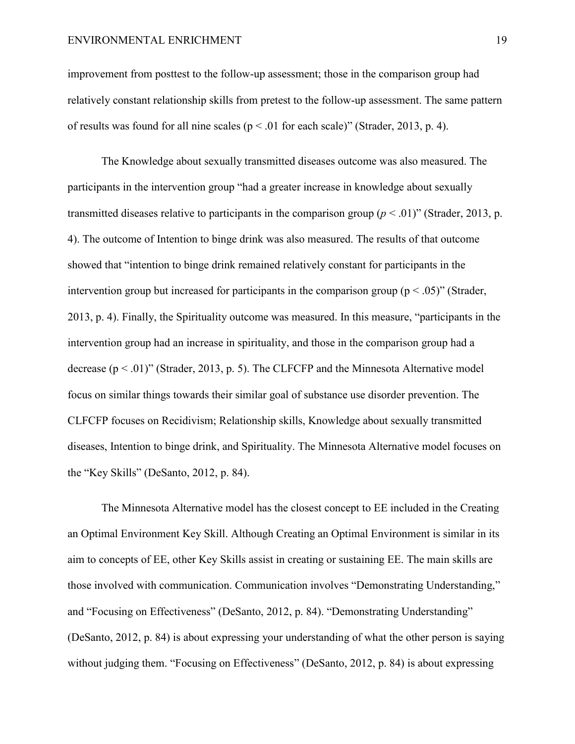improvement from posttest to the follow-up assessment; those in the comparison group had relatively constant relationship skills from pretest to the follow-up assessment. The same pattern of results was found for all nine scales ($p < .01$ for each scale)" (Strader, 2013, p. 4).

The Knowledge about sexually transmitted diseases outcome was also measured. The participants in the intervention group "had a greater increase in knowledge about sexually transmitted diseases relative to participants in the comparison group ($p < .01$)" (Strader, 2013, p. 4). The outcome of Intention to binge drink was also measured. The results of that outcome showed that "intention to binge drink remained relatively constant for participants in the intervention group but increased for participants in the comparison group ($p < .05$)" (Strader, 2013, p. 4). Finally, the Spirituality outcome was measured. In this measure, "participants in the intervention group had an increase in spirituality, and those in the comparison group had a decrease ($p < .01$)" (Strader, 2013, p. 5). The CLFCFP and the Minnesota Alternative model focus on similar things towards their similar goal of substance use disorder prevention. The CLFCFP focuses on Recidivism; Relationship skills, Knowledge about sexually transmitted diseases, Intention to binge drink, and Spirituality. The Minnesota Alternative model focuses on the "Key Skills" (DeSanto, 2012, p. 84).

The Minnesota Alternative model has the closest concept to EE included in the Creating an Optimal Environment Key Skill. Although Creating an Optimal Environment is similar in its aim to concepts of EE, other Key Skills assist in creating or sustaining EE. The main skills are those involved with communication. Communication involves "Demonstrating Understanding," and "Focusing on Effectiveness" (DeSanto, 2012, p. 84). "Demonstrating Understanding" (DeSanto, 2012, p. 84) is about expressing your understanding of what the other person is saying without judging them. "Focusing on Effectiveness" (DeSanto, 2012, p. 84) is about expressing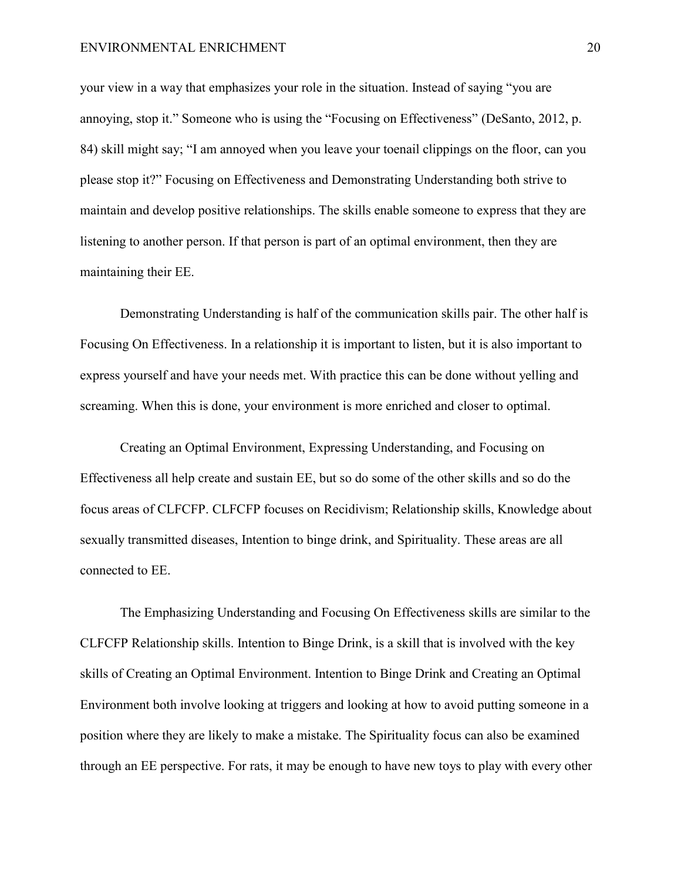your view in a way that emphasizes your role in the situation. Instead of saying "you are annoying, stop it." Someone who is using the "Focusing on Effectiveness" (DeSanto, 2012, p. 84) skill might say; "I am annoyed when you leave your toenail clippings on the floor, can you please stop it?" Focusing on Effectiveness and Demonstrating Understanding both strive to maintain and develop positive relationships. The skills enable someone to express that they are listening to another person. If that person is part of an optimal environment, then they are maintaining their EE.

Demonstrating Understanding is half of the communication skills pair. The other half is Focusing On Effectiveness. In a relationship it is important to listen, but it is also important to express yourself and have your needs met. With practice this can be done without yelling and screaming. When this is done, your environment is more enriched and closer to optimal.

Creating an Optimal Environment, Expressing Understanding, and Focusing on Effectiveness all help create and sustain EE, but so do some of the other skills and so do the focus areas of CLFCFP. CLFCFP focuses on Recidivism; Relationship skills, Knowledge about sexually transmitted diseases, Intention to binge drink, and Spirituality. These areas are all connected to EE.

The Emphasizing Understanding and Focusing On Effectiveness skills are similar to the CLFCFP Relationship skills. Intention to Binge Drink, is a skill that is involved with the key skills of Creating an Optimal Environment. Intention to Binge Drink and Creating an Optimal Environment both involve looking at triggers and looking at how to avoid putting someone in a position where they are likely to make a mistake. The Spirituality focus can also be examined through an EE perspective. For rats, it may be enough to have new toys to play with every other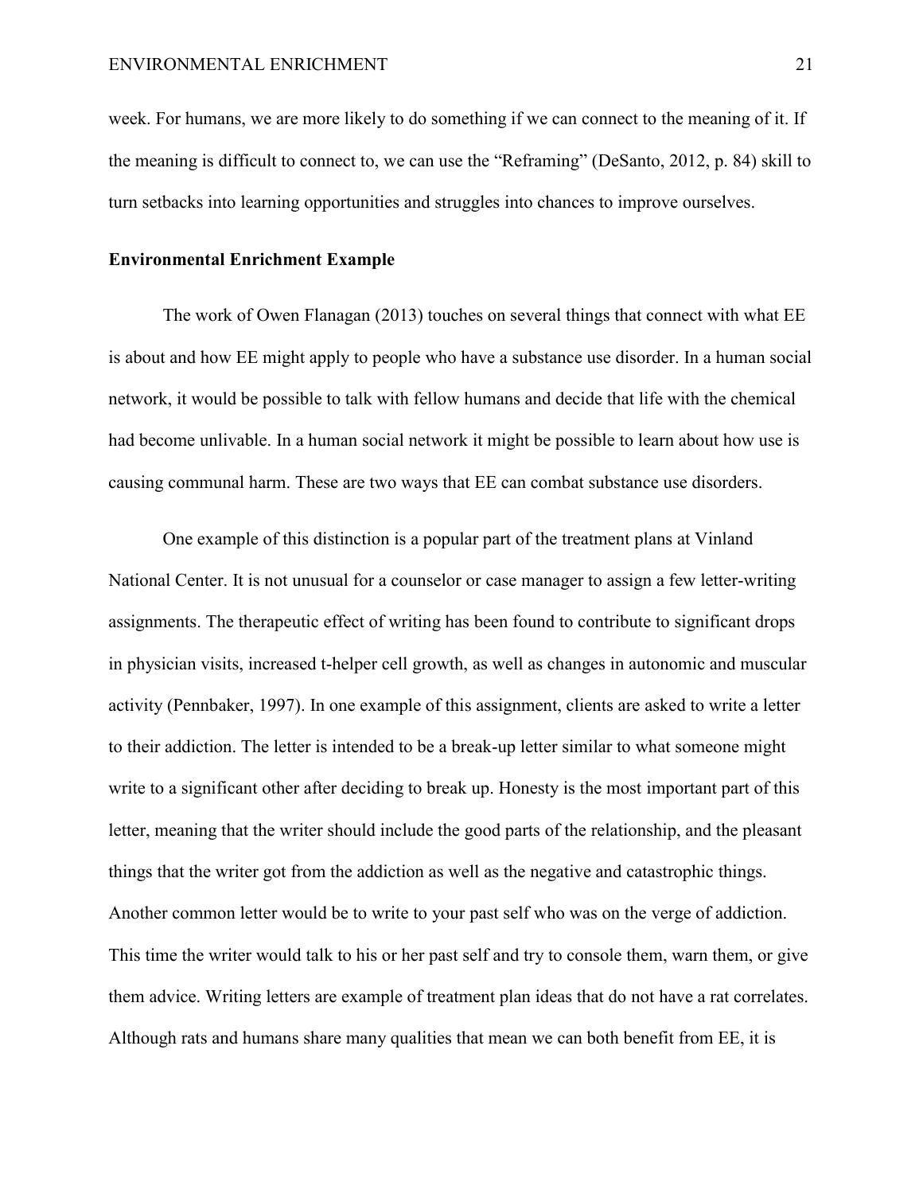week. For humans, we are more likely to do something if we can connect to the meaning of it. If the meaning is difficult to connect to, we can use the "Reframing" (DeSanto, 2012, p. 84) skill to turn setbacks into learning opportunities and struggles into chances to improve ourselves.

**Environmental Enrichment Example**

The work of Owen Flanagan (2013) touches on several things that connect with what EE is about and how EE might apply to people who have a substance use disorder. In a human social network, it would be possible to talk with fellow humans and decide that life with the chemical had become unlivable. In a human social network it might be possible to learn about how use is causing communal harm. These are two ways that EE can combat substance use disorders.

One example of this distinction is a popular part of the treatment plans at Vinland National Center. It is not unusual for a counselor or case manager to assign a few letter-writing assignments. The therapeutic effect of writing has been found to contribute to significant drops in physician visits, increased t-helper cell growth, as well as changes in autonomic and muscular activity (Pennbaker, 1997). In one example of this assignment, clients are asked to write a letter to their addiction. The letter is intended to be a break-up letter similar to what someone might write to a significant other after deciding to break up. Honesty is the most important part of this letter, meaning that the writer should include the good parts of the relationship, and the pleasant things that the writer got from the addiction as well as the negative and catastrophic things. Another common letter would be to write to your past self who was on the verge of addiction. This time the writer would talk to his or her past self and try to console them, warn them, or give them advice. Writing letters are example of treatment plan ideas that do not have a rat correlates. Although rats and humans share many qualities that mean we can both benefit from EE, it is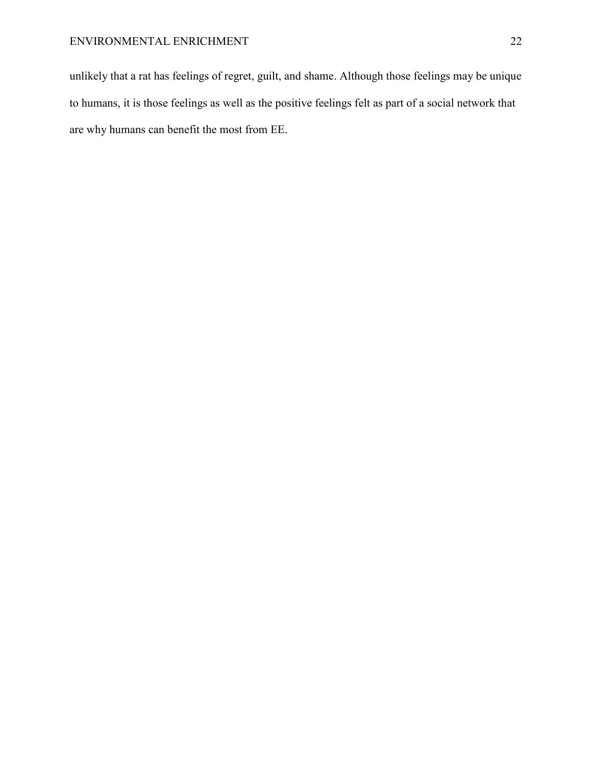unlikely that a rat has feelings of regret, guilt, and shame. Although those feelings may be unique to humans, it is those feelings as well as the positive feelings felt as part of a social network that are why humans can benefit the most from EE.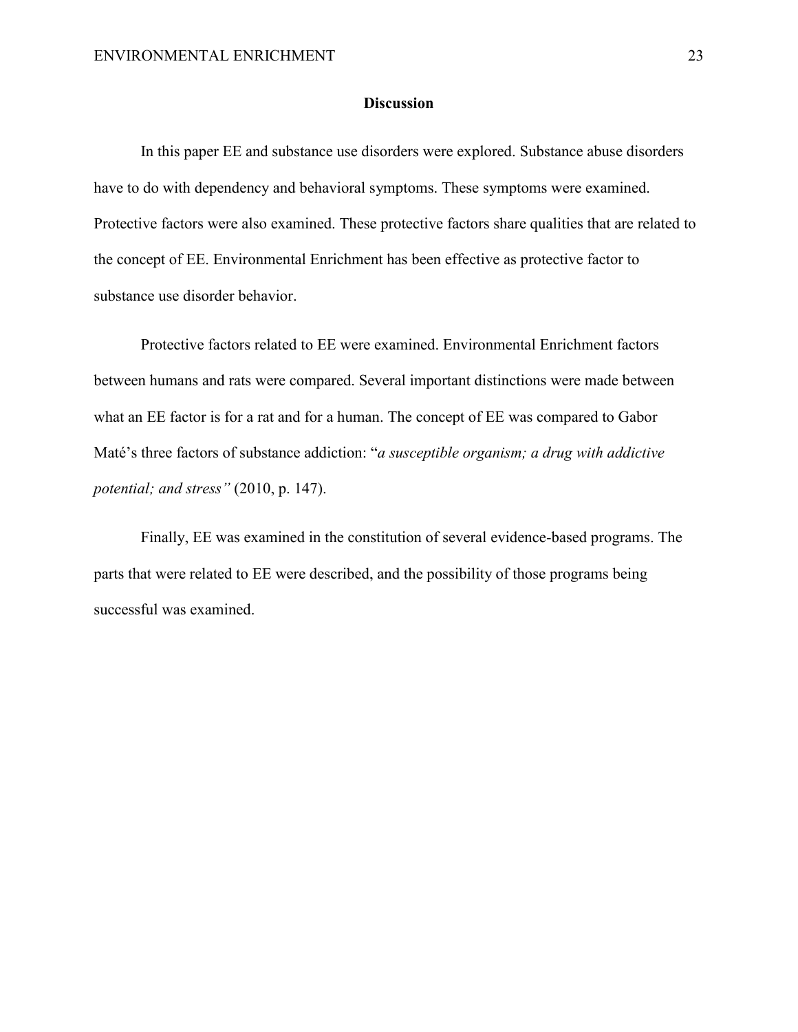## Discussion

In this paper EE and substance use disorders were explored. Substance abuse disorders have to do with dependency and behavioral symptoms. These symptoms were examined. Protective factors were also examined. These protective factors share qualities that are related to the concept of EE. Environmental Enrichment has been effective as protective factor to substance use disorder behavior.

Protective factors related to EE were examined. Environmental Enrichment factors between humans and rats were compared. Several important distinctions were made between what an EE factor is for a rat and for a human. The concept of EE was compared to Gabor Maté's three factors of substance addiction: "*a susceptible organism; a drug with addictive potential; and stress"* (2010, p. 147).

Finally, EE was examined in the constitution of several evidence-based programs. The parts that were related to EE were described, and the possibility of those programs being successful was examined.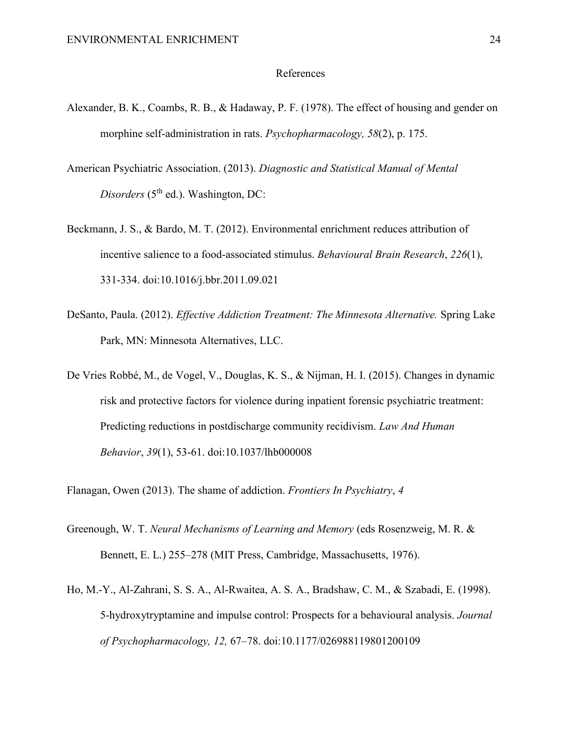# References

Alexander, B. K., Coambs, R. B., & Hadaway, P. F. (1978). The effect of housing and gender on morphine self-administration in rats. *Psychopharmacology, 58*(2), p. 175.

American Psychiatric Association. (2013). *Diagnostic and Statistical Manual of Mental Disorders* (5th ed.). Washington, DC:

Beckmann, J. S., & Bardo, M. T. (2012). Environmental enrichment reduces attribution of incentive salience to a food-associated stimulus. *Behavioural Brain Research*, *226*(1), 331-334. doi:10.1016/j.bbr.2011.09.021

DeSanto, Paula. (2012). *Effective Addiction Treatment: The Minnesota Alternative.* Spring Lake Park, MN: Minnesota Alternatives, LLC.

De Vries Robbé, M., de Vogel, V., Douglas, K. S., & Nijman, H. I. (2015). Changes in dynamic risk and protective factors for violence during inpatient forensic psychiatric treatment: Predicting reductions in postdischarge community recidivism. *Law And Human Behavior*, *39*(1), 53-61. doi:10.1037/lhb000008

Flanagan, Owen (2013). The shame of addiction. *Frontiers In Psychiatry*, *4*

Greenough, W. T. *Neural Mechanisms of Learning and Memory* (eds Rosenzweig, M. R. & Bennett, E. L.) 255–278 (MIT Press, Cambridge, Massachusetts, 1976).

Ho, M.-Y., Al-Zahrani, S. S. A., Al-Rwaitea, A. S. A., Bradshaw, C. M., & Szabadi, E. (1998). 5-hydroxytryptamine and impulse control: Prospects for a behavioural analysis. *Journal of Psychopharmacology, 12,* 67–78. doi:10.1177/026988119801200109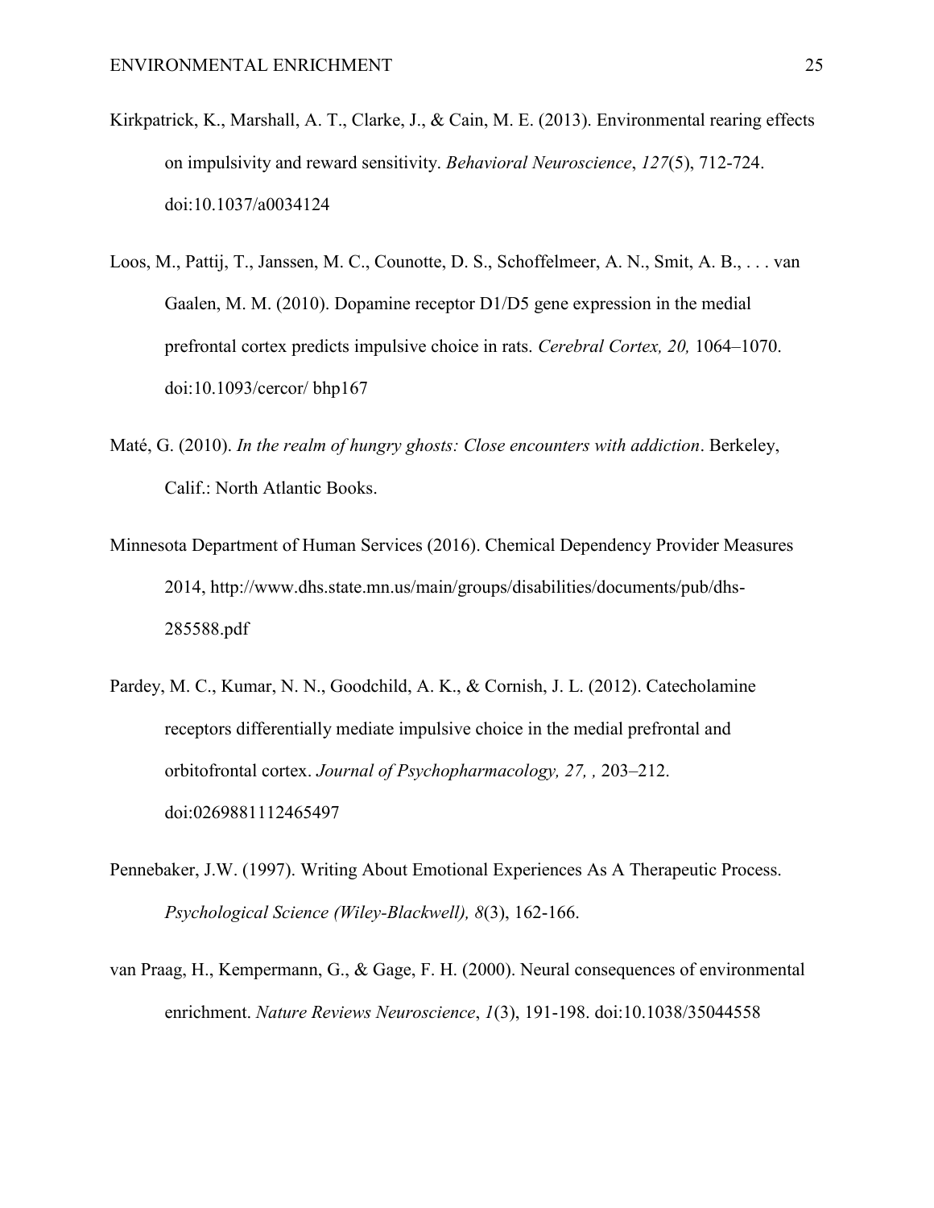Kirkpatrick, K., Marshall, A. T., Clarke, J., & Cain, M. E. (2013). Environmental rearing effects on impulsivity and reward sensitivity. *Behavioral Neuroscience*, *127*(5), 712-724. doi:10.1037/a0034124

Loos, M., Pattij, T., Janssen, M. C., Counotte, D. S., Schoffelmeer, A. N., Smit, A. B., . . . van Gaalen, M. M. (2010). Dopamine receptor D1/D5 gene expression in the medial prefrontal cortex predicts impulsive choice in rats. *Cerebral Cortex, 20,* 1064–1070. doi:10.1093/cercor/ bhp167

Maté, G. (2010). *In the realm of hungry ghosts: Close encounters with addiction*. Berkeley, Calif.: North Atlantic Books.

Minnesota Department of Human Services (2016). Chemical Dependency Provider Measures 2014, http://www.dhs.state.mn.us/main/groups/disabilities/documents/pub/dhs-285588.pdf

Pardey, M. C., Kumar, N. N., Goodchild, A. K., & Cornish, J. L. (2012). Catecholamine receptors differentially mediate impulsive choice in the medial prefrontal and orbitofrontal cortex. *Journal of Psychopharmacology, 27, ,* 203–212. doi:0269881112465497

Pennebaker, J.W. (1997). Writing About Emotional Experiences As A Therapeutic Process. *Psychological Science (Wiley-Blackwell), 8*(3), 162-166.

van Praag, H., Kempermann, G., & Gage, F. H. (2000). Neural consequences of environmental enrichment. *Nature Reviews Neuroscience*, *1*(3), 191-198. doi:10.1038/35044558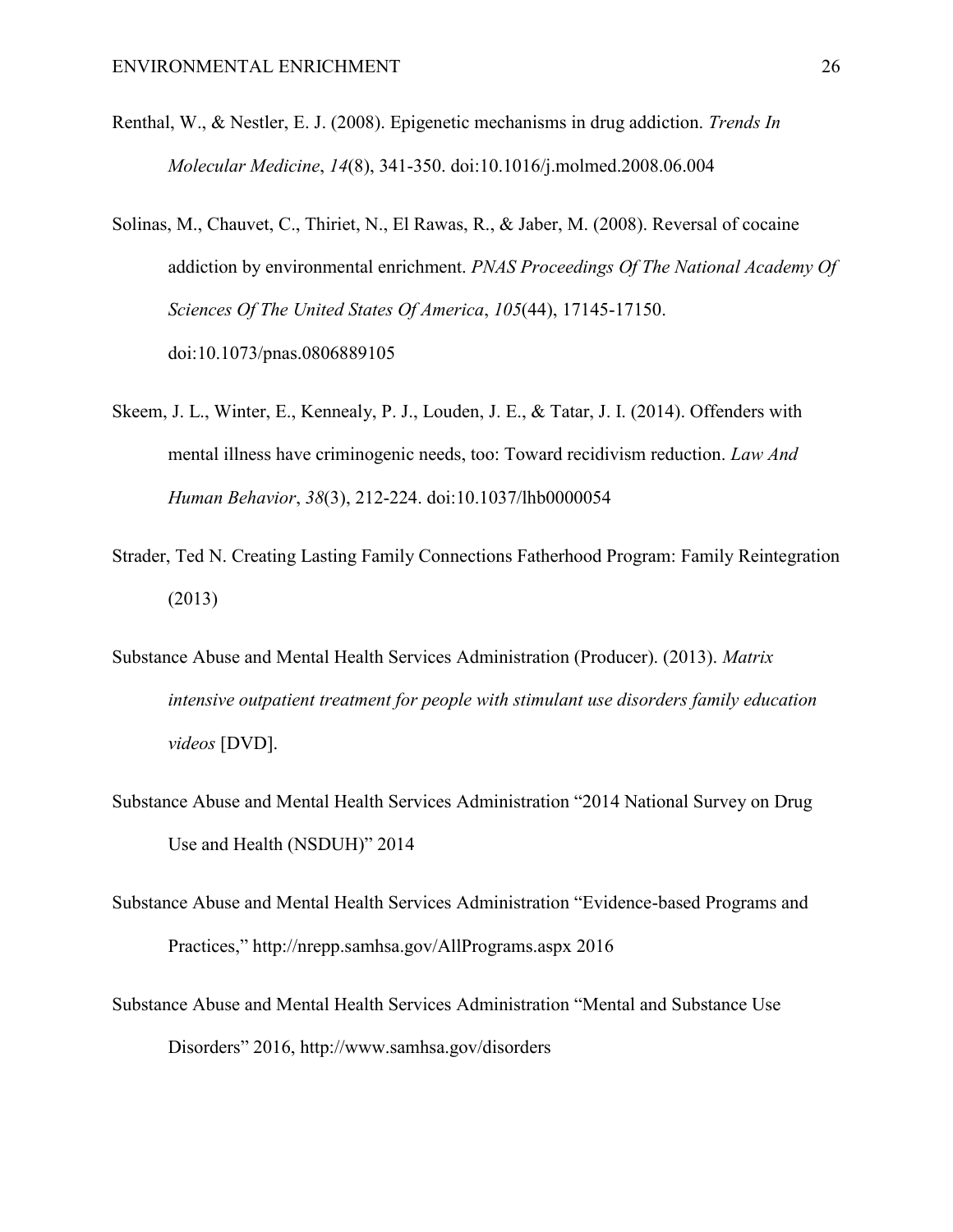Renthal, W., & Nestler, E. J. (2008). Epigenetic mechanisms in drug addiction. *Trends In Molecular Medicine*, *14*(8), 341-350. doi:10.1016/j.molmed.2008.06.004

Solinas, M., Chauvet, C., Thiriet, N., El Rawas, R., & Jaber, M. (2008). Reversal of cocaine addiction by environmental enrichment. *PNAS Proceedings Of The National Academy Of Sciences Of The United States Of America*, *105*(44), 17145-17150. doi:10.1073/pnas.0806889105

Skeem, J. L., Winter, E., Kennealy, P. J., Louden, J. E., & Tatar, J. I. (2014). Offenders with mental illness have criminogenic needs, too: Toward recidivism reduction. *Law And Human Behavior*, *38*(3), 212-224. doi:10.1037/lhb0000054

Strader, Ted N. Creating Lasting Family Connections Fatherhood Program: Family Reintegration (2013)

Substance Abuse and Mental Health Services Administration (Producer). (2013). *Matrix intensive outpatient treatment for people with stimulant use disorders family education videos* [DVD].

Substance Abuse and Mental Health Services Administration "2014 National Survey on Drug Use and Health (NSDUH)" 2014

Substance Abuse and Mental Health Services Administration "Evidence-based Programs and Practices," http://nrepp.samhsa.gov/AllPrograms.aspx 2016

Substance Abuse and Mental Health Services Administration "Mental and Substance Use Disorders" 2016, http://www.samhsa.gov/disorders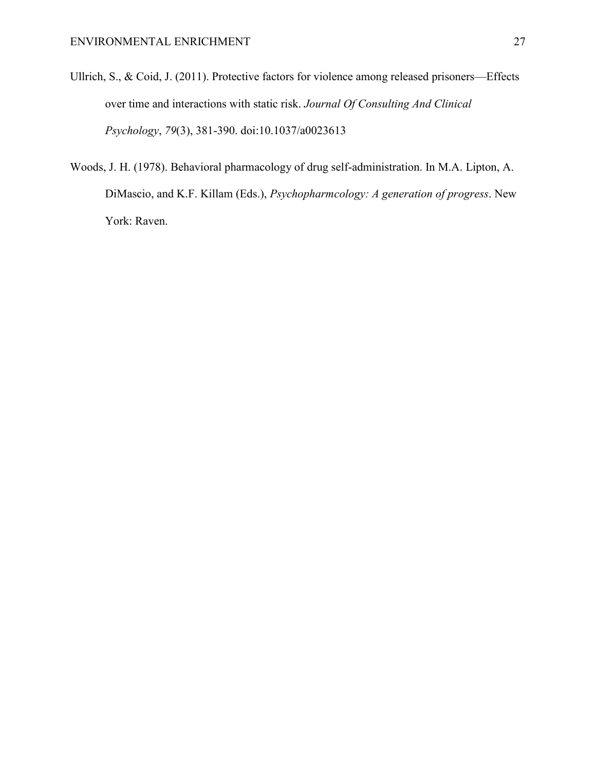Ullrich, S., & Coid, J. (2011). Protective factors for violence among released prisoners—Effects over time and interactions with static risk. *Journal Of Consulting And Clinical Psychology*, *79*(3), 381-390. doi:10.1037/a0023613

Woods, J. H. (1978). Behavioral pharmacology of drug self-administration. In M.A. Lipton, A. DiMascio, and K.F. Killam (Eds.), *Psychopharmcology: A generation of progress*. New York: Raven.